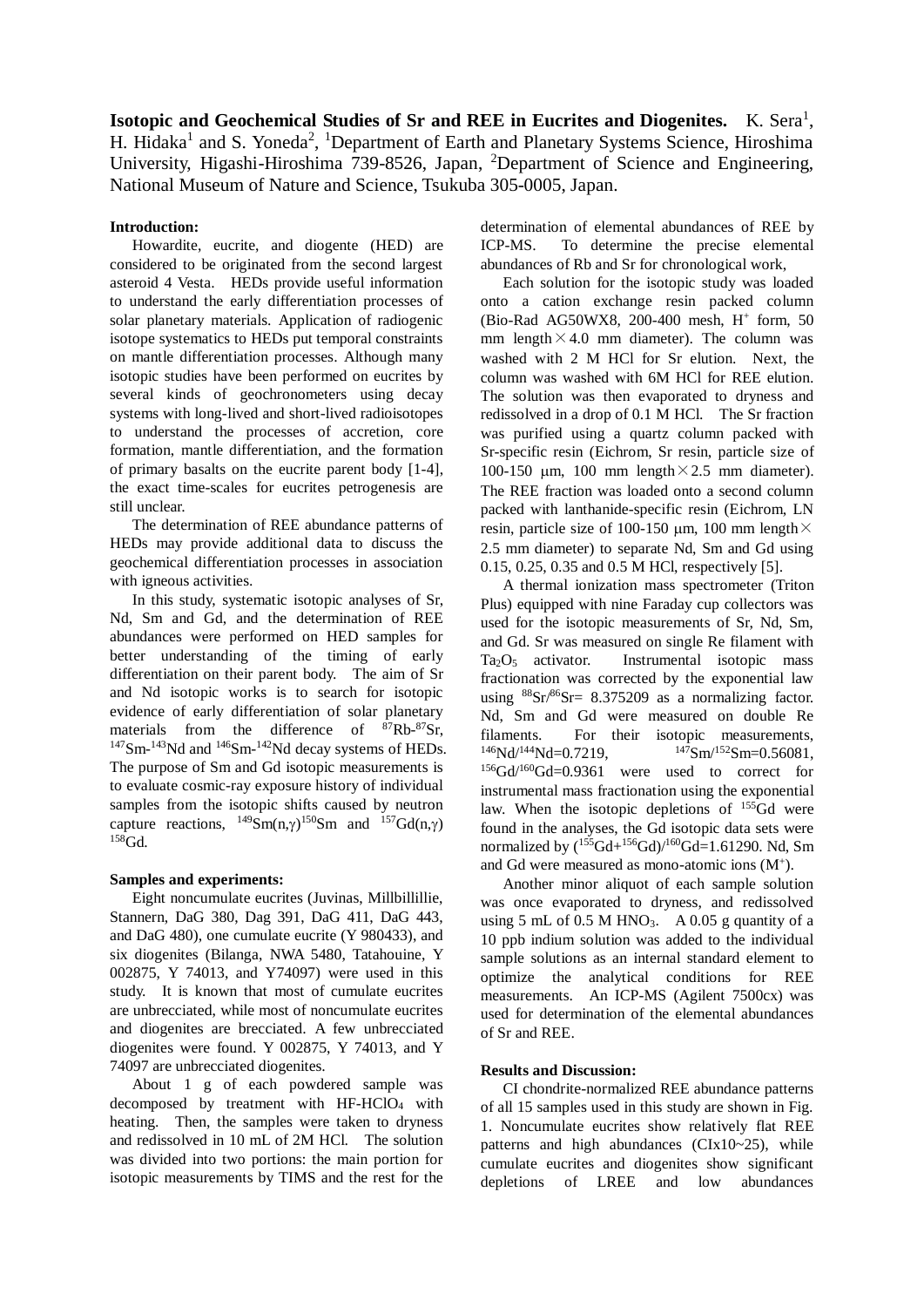# Isotopic and Geochemical Studies of Sr and REE in Eucrites and Diogenites.

K. Sera[1], H. Hidaka[1] and S. Yoneda[2], [1]Department of Earth and Planetary Systems Science, Hiroshima University, Higashi-Hiroshima 739-8526, Japan, [2]Department of Science and Engineering, National Museum of Nature and Science, Tsukuba 305-0005, Japan.

**Introduction:**

Howardite, eucrite, and diogente (HED) are considered to be originated from the second largest asteroid 4 Vesta. HEDs provide useful information to understand the early differentiation processes of solar planetary materials. Application of radiogenic isotope systematics to HEDs put temporal constraints on mantle differentiation processes. Although many isotopic studies have been performed on eucrites by several kinds of geochronometers using decay systems with long-lived and short-lived radioisotopes to understand the processes of accretion, core formation, mantle differentiation, and the formation of primary basalts on the eucrite parent body [1-4], the exact time-scales for eucrites petrogenesis are still unclear.

The determination of REE abundance patterns of HEDs may provide additional data to discuss the geochemical differentiation processes in association with igneous activities.

In this study, systematic isotopic analyses of Sr, Nd, Sm and Gd, and the determination of REE abundances were performed on HED samples for better understanding of the timing of early differentiation on their parent body. The aim of Sr and Nd isotopic works is to search for isotopic evidence of early differentiation of solar planetary materials from the difference of $^{87}$Rb-$^{87}$Sr, $^{147}$Sm-$^{143}$Nd and $^{146}$Sm-$^{142}$Nd decay systems of HEDs. The purpose of Sm and Gd isotopic measurements is to evaluate cosmic-ray exposure history of individual samples from the isotopic shifts caused by neutron capture reactions, $^{149}$Sm(n,γ)$^{150}$Sm and $^{157}$Gd(n,γ) $^{158}$Gd.

**Samples and experiments:**

Eight noncumulate eucrites (Juvinas, Millbillillie, Stannern, DaG 380, Dag 391, DaG 411, DaG 443, and DaG 480), one cumulate eucrite (Y 980433), and six diogenites (Bilanga, NWA 5480, Tatahouine, Y 002875, Y 74013, and Y74097) were used in this study. It is known that most of cumulate eucrites are unbrecciated, while most of noncumulate eucrites and diogenites are brecciated. A few unbrecciated diogenites were found. Y 002875, Y 74013, and Y 74097 are unbrecciated diogenites.

About 1 g of each powdered sample was decomposed by treatment with HF-$HClO_4$ with heating. Then, the samples were taken to dryness and redissolved in 10 mL of 2M HCl. The solution was divided into two portions: the main portion for isotopic measurements by TIMS and the rest for the determination of elemental abundances of REE by ICP-MS. To determine the precise elemental abundances of Rb and Sr for chronological work,

Each solution for the isotopic study was loaded onto a cation exchange resin packed column (Bio-Rad AG50WX8, 200-400 mesh, $H^+$ form, 50 mm length × 4.0 mm diameter). The column was washed with 2 M HCl for Sr elution. Next, the column was washed with 6M HCl for REE elution. The solution was then evaporated to dryness and redissolved in a drop of 0.1 M HCl. The Sr fraction was purified using a quartz column packed with Sr-specific resin (Eichrom, Sr resin, particle size of 100-150 μm, 100 mm length × 2.5 mm diameter). The REE fraction was loaded onto a second column packed with lanthanide-specific resin (Eichrom, LN resin, particle size of 100-150 μm, 100 mm length × 2.5 mm diameter) to separate Nd, Sm and Gd using 0.15, 0.25, 0.35 and 0.5 M HCl, respectively [5].

A thermal ionization mass spectrometer (Triton Plus) equipped with nine Faraday cup collectors was used for the isotopic measurements of Sr, Nd, Sm, and Gd. Sr was measured on single Re filament with $Ta_2O_5$ activator. Instrumental isotopic mass fractionation was corrected by the exponential law using $^{88}$Sr/$^{86}$Sr= 8.375209 as a normalizing factor. Nd, Sm and Gd were measured on double Re filaments. For their isotopic measurements, $^{146}$Nd/$^{144}$Nd=0.7219, $^{147}$Sm/$^{152}$Sm=0.56081, $^{156}$Gd/$^{160}$Gd=0.9361 were used to correct for instrumental mass fractionation using the exponential law. When the isotopic depletions of $^{155}$Gd were found in the analyses, the Gd isotopic data sets were normalized by ($^{155}$Gd+$^{156}$Gd)/$^{160}$Gd=1.61290. Nd, Sm and Gd were measured as mono-atomic ions ($M^+$).

Another minor aliquot of each sample solution was once evaporated to dryness, and redissolved using 5 mL of 0.5 M $HNO_3$. A 0.05 g quantity of a 10 ppb indium solution was added to the individual sample solutions as an internal standard element to optimize the analytical conditions for REE measurements. An ICP-MS (Agilent 7500cx) was used for determination of the elemental abundances of Sr and REE.

**Results and Discussion:**

CI chondrite-normalized REE abundance patterns of all 15 samples used in this study are shown in Fig. 1. Noncumulate eucrites show relatively flat REE patterns and high abundances (CIx10~25), while cumulate eucrites and diogenites show significant depletions of LREE and low abundances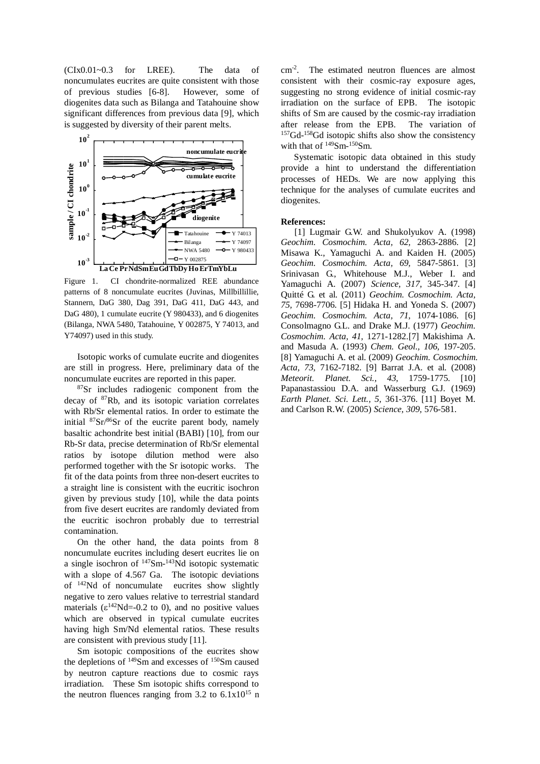(CIx0.01~0.3 for LREE). The data of noncumulates eucrites are quite consistent with those of previous studies [6-8]. However, some of diogenites data such as Bilanga and Tatahouine show significant differences from previous data [9], which is suggested by diversity of their parent melts.

$10^2$
$10^1$
$10^0$
$10^{-1}$
$10^{-2}$
$10^{-3}$
sample / CI chondrite
noncumulate eucrite
cumulate eucrite
diogenite
Tatahouine
Bilanga
NWA 5480
Y 002875
Y 74013
Y 74097
Y 980433
La Ce Pr Nd Sm Eu Gd Tb Dy Ho Er Tm Yb Lu

Figure 1. CI chondrite-normalized REE abundance patterns of 8 noncumulate eucrites (Juvinas, Millbillillie, Stannern, DaG 380, Dag 391, DaG 411, DaG 443, and DaG 480), 1 cumulate eucrite (Y 980433), and 6 diogenites (Bilanga, NWA 5480, Tatahouine, Y 002875, Y 74013, and Y74097) used in this study.

Isotopic works of cumulate eucrite and diogenites are still in progress. Here, preliminary data of the noncumulate eucrites are reported in this paper.

$^{87}$Sr includes radiogenic component from the decay of $^{87}$Rb, and its isotopic variation correlates with Rb/Sr elemental ratios. In order to estimate the initial $^{87}$Sr/$^{86}$Sr of the eucrite parent body, namely basaltic achondrite best initial (BABI) [10], from our Rb-Sr data, precise determination of Rb/Sr elemental ratios by isotope dilution method were also performed together with the Sr isotopic works. The fit of the data points from three non-desert eucrites to a straight line is consistent with the eucritic isochron given by previous study [10], while the data points from five desert eucrites are randomly deviated from the eucritic isochron probably due to terrestrial contamination.

On the other hand, the data points from 8 noncumulate eucrites including desert eucrites lie on a single isochron of $^{147}$Sm-$^{143}$Nd isotopic systematic with a slope of 4.567 Ga. The isotopic deviations of $^{142}$Nd of noncumulate eucrites show slightly negative to zero values relative to terrestrial standard materials ($\varepsilon^{142}$Nd=-0.2 to 0), and no positive values which are observed in typical cumulate eucrites having high Sm/Nd elemental ratios. These results are consistent with previous study [11].

Sm isotopic compositions of the eucrites show the depletions of $^{149}$Sm and excesses of $^{150}$Sm caused by neutron capture reactions due to cosmic rays irradiation. These Sm isotopic shifts correspond to the neutron fluences ranging from 3.2 to $6.1\times10^{15}$ n cm$^{-2}$. The estimated neutron fluences are almost consistent with their cosmic-ray exposure ages, suggesting no strong evidence of initial cosmic-ray irradiation on the surface of EPB. The isotopic shifts of Sm are caused by the cosmic-ray irradiation after release from the EPB. The variation of $^{157}$Gd-$^{158}$Gd isotopic shifts also show the consistency with that of $^{149}$Sm-$^{150}$Sm.

Systematic isotopic data obtained in this study provide a hint to understand the differentiation processes of HEDs. We are now applying this technique for the analyses of cumulate eucrites and diogenites.

**References:**

[1] Lugmair G.W. and Shukolyukov A. (1998) *Geochim. Cosmochim. Acta, 62,* 2863-2886. [2] Misawa K., Yamaguchi A. and Kaiden H. (2005) *Geochim. Cosmochim. Acta, 69,* 5847-5861. [3] Srinivasan G., Whitehouse M.J., Weber I. and Yamaguchi A. (2007) *Science, 317,* 345-347. [4] Quitté G. et al. (2011) *Geochim. Cosmochim. Acta, 75,* 7698-7706. [5] Hidaka H. and Yoneda S. (2007) *Geochim. Cosmochim. Acta, 71,* 1074-1086. [6] Consolmagno G.L. and Drake M.J. (1977) *Geochim. Cosmochim. Acta, 41,* 1271-1282.[7] Makishima A. and Masuda A. (1993) *Chem. Geol., 106,* 197-205. [8] Yamaguchi A. et al. (2009) *Geochim. Cosmochim. Acta, 73,* 7162-7182. [9] Barrat J.A. et al. (2008) *Meteorit. Planet. Sci., 43,* 1759-1775. [10] Papanastassiou D.A. and Wasserburg G.J. (1969) *Earth Planet. Sci. Lett., 5,* 361-376. [11] Boyet M. and Carlson R.W. (2005) *Science, 309,* 576-581.